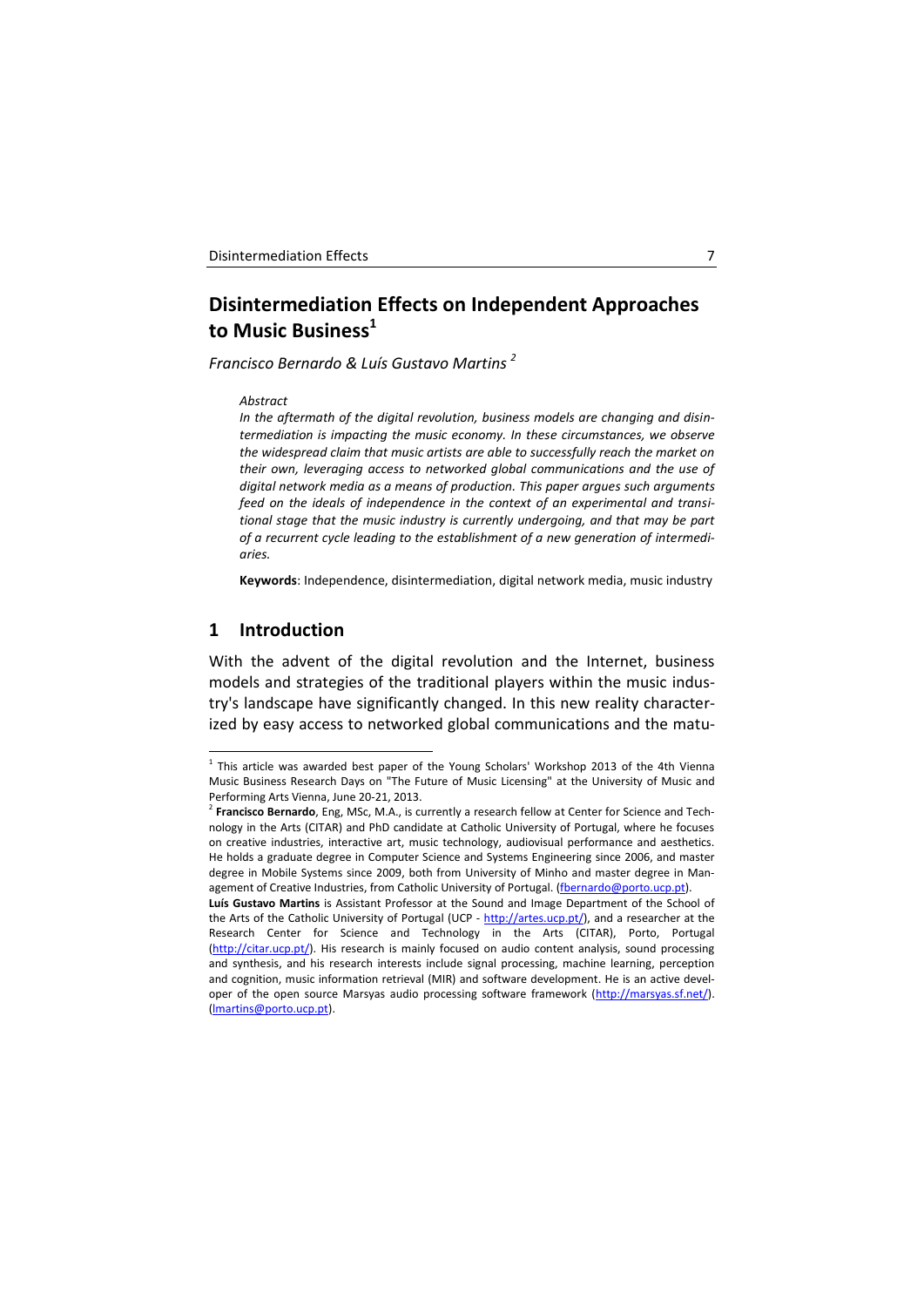# Disintermediation Effects on Independent Approaches to Music Business[1]

*Francisco Bernardo & Luís Gustavo Martins* [2]

*Abstract*

*In the aftermath of the digital revolution, business models are changing and disintermediation is impacting the music economy. In these circumstances, we observe the widespread claim that music artists are able to successfully reach the market on their own, leveraging access to networked global communications and the use of digital network media as a means of production. This paper argues such arguments feed on the ideals of independence in the context of an experimental and transitional stage that the music industry is currently undergoing, and that may be part of a recurrent cycle leading to the establishment of a new generation of intermediaries.*

**Keywords**: Independence, disintermediation, digital network media, music industry

## 1 Introduction

With the advent of the digital revolution and the Internet, business models and strategies of the traditional players within the music industry's landscape have significantly changed. In this new reality characterized by easy access to networked global communications and the matu-

---

[1] This article was awarded best paper of the Young Scholars' Workshop 2013 of the 4th Vienna Music Business Research Days on "The Future of Music Licensing" at the University of Music and Performing Arts Vienna, June 20-21, 2013.

[2] **Francisco Bernardo**, Eng, MSc, M.A., is currently a research fellow at Center for Science and Technology in the Arts (CITAR) and PhD candidate at Catholic University of Portugal, where he focuses on creative industries, interactive art, music technology, audiovisual performance and aesthetics. He holds a graduate degree in Computer Science and Systems Engineering since 2006, and master degree in Mobile Systems since 2009, both from University of Minho and master degree in Management of Creative Industries, from Catholic University of Portugal. (fbernardo@porto.ucp.pt).

**Luís Gustavo Martins** is Assistant Professor at the Sound and Image Department of the School of the Arts of the Catholic University of Portugal (UCP - http://artes.ucp.pt/), and a researcher at the Research Center for Science and Technology in the Arts (CITAR), Porto, Portugal (http://citar.ucp.pt/). His research is mainly focused on audio content analysis, sound processing and synthesis, and his research interests include signal processing, machine learning, perception and cognition, music information retrieval (MIR) and software development. He is an active developer of the open source Marsyas audio processing software framework (http://marsyas.sf.net/). (lmartins@porto.ucp.pt).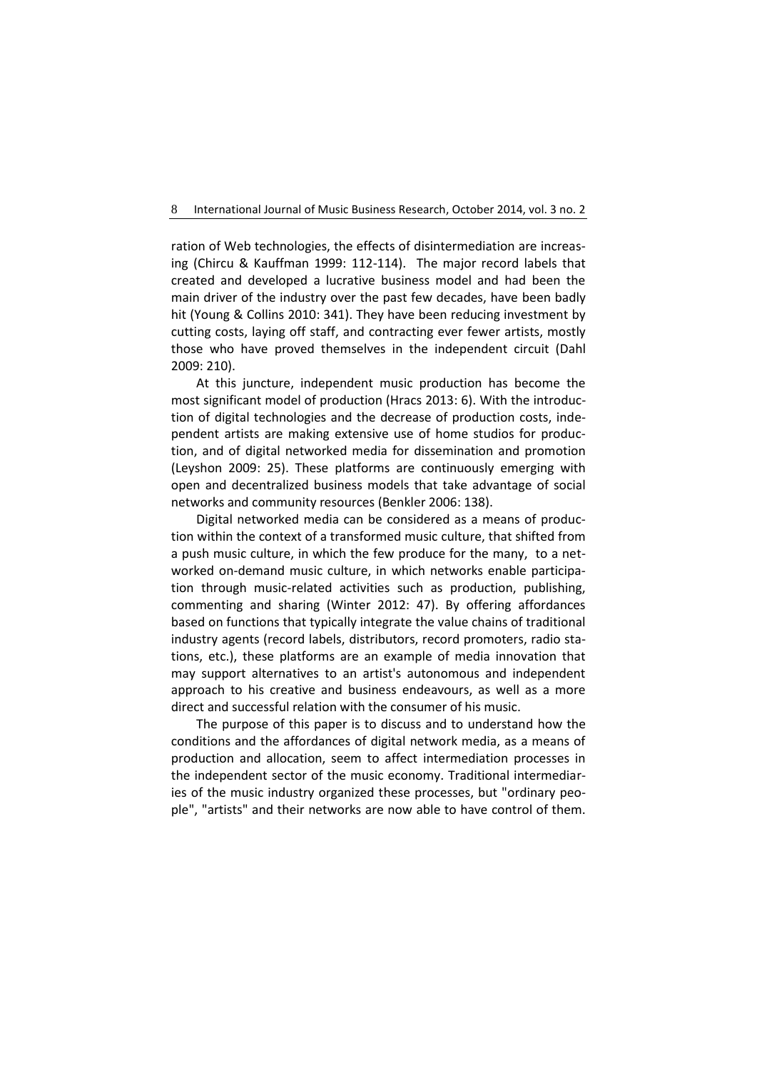ration of Web technologies, the effects of disintermediation are increasing (Chircu & Kauffman 1999: 112-114). The major record labels that created and developed a lucrative business model and had been the main driver of the industry over the past few decades, have been badly hit (Young & Collins 2010: 341). They have been reducing investment by cutting costs, laying off staff, and contracting ever fewer artists, mostly those who have proved themselves in the independent circuit (Dahl 2009: 210).

At this juncture, independent music production has become the most significant model of production (Hracs 2013: 6). With the introduction of digital technologies and the decrease of production costs, independent artists are making extensive use of home studios for production, and of digital networked media for dissemination and promotion (Leyshon 2009: 25). These platforms are continuously emerging with open and decentralized business models that take advantage of social networks and community resources (Benkler 2006: 138).

Digital networked media can be considered as a means of production within the context of a transformed music culture, that shifted from a push music culture, in which the few produce for the many, to a networked on-demand music culture, in which networks enable participation through music-related activities such as production, publishing, commenting and sharing (Winter 2012: 47). By offering affordances based on functions that typically integrate the value chains of traditional industry agents (record labels, distributors, record promoters, radio stations, etc.), these platforms are an example of media innovation that may support alternatives to an artist's autonomous and independent approach to his creative and business endeavours, as well as a more direct and successful relation with the consumer of his music.

The purpose of this paper is to discuss and to understand how the conditions and the affordances of digital network media, as a means of production and allocation, seem to affect intermediation processes in the independent sector of the music economy. Traditional intermediaries of the music industry organized these processes, but "ordinary people", "artists" and their networks are now able to have control of them.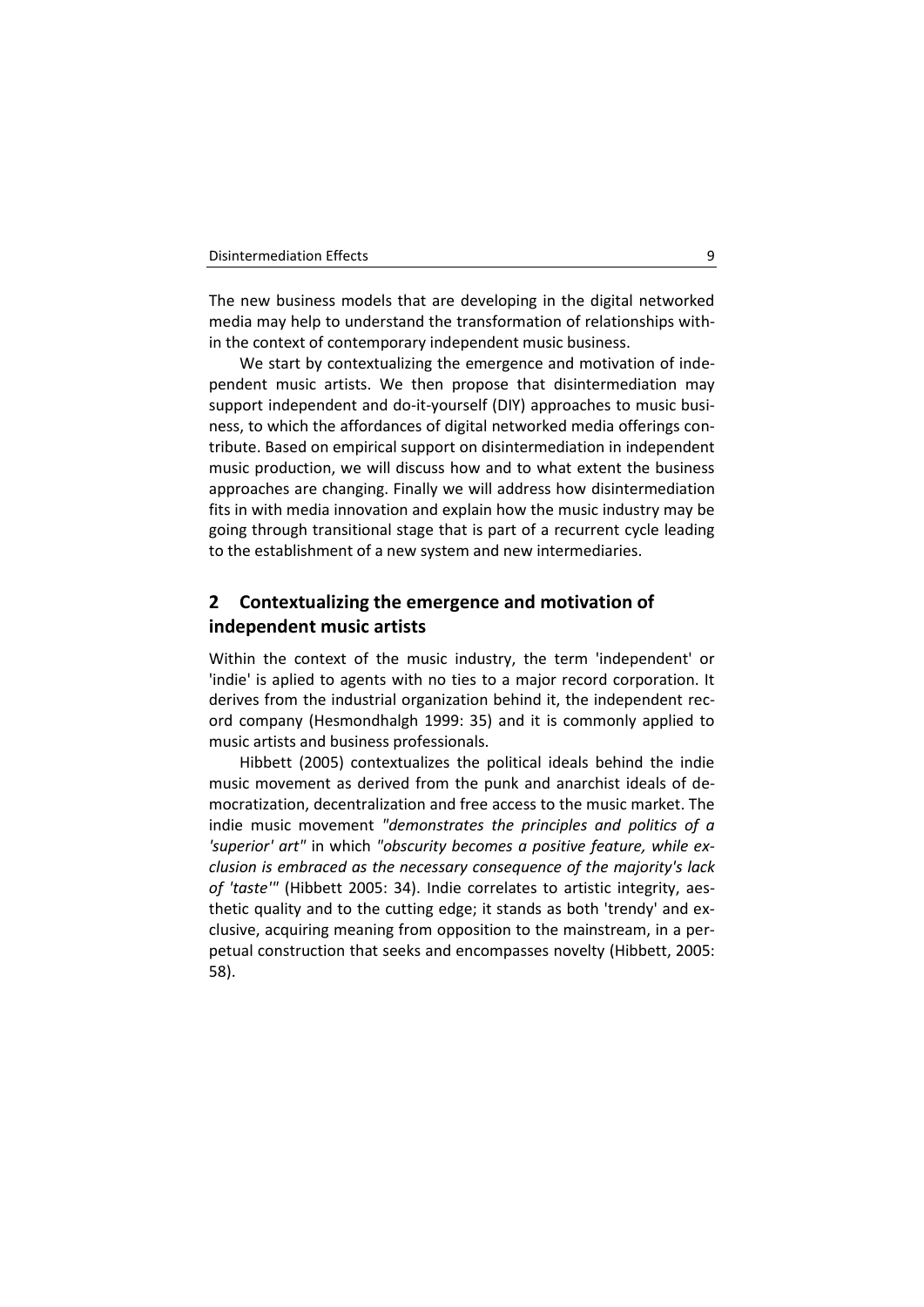The new business models that are developing in the digital networked media may help to understand the transformation of relationships within the context of contemporary independent music business.

We start by contextualizing the emergence and motivation of independent music artists. We then propose that disintermediation may support independent and do-it-yourself (DIY) approaches to music business, to which the affordances of digital networked media offerings contribute. Based on empirical support on disintermediation in independent music production, we will discuss how and to what extent the business approaches are changing. Finally we will address how disintermediation fits in with media innovation and explain how the music industry may be going through transitional stage that is part of a recurrent cycle leading to the establishment of a new system and new intermediaries.

## 2 Contextualizing the emergence and motivation of independent music artists

Within the context of the music industry, the term 'independent' or 'indie' is aplied to agents with no ties to a major record corporation. It derives from the industrial organization behind it, the independent record company (Hesmondhalgh 1999: 35) and it is commonly applied to music artists and business professionals.

Hibbett (2005) contextualizes the political ideals behind the indie music movement as derived from the punk and anarchist ideals of democratization, decentralization and free access to the music market. The indie music movement *"demonstrates the principles and politics of a 'superior' art"* in which *"obscurity becomes a positive feature, while exclusion is embraced as the necessary consequence of the majority's lack of 'taste'"* (Hibbett 2005: 34). Indie correlates to artistic integrity, aesthetic quality and to the cutting edge; it stands as both 'trendy' and exclusive, acquiring meaning from opposition to the mainstream, in a perpetual construction that seeks and encompasses novelty (Hibbett, 2005: 58).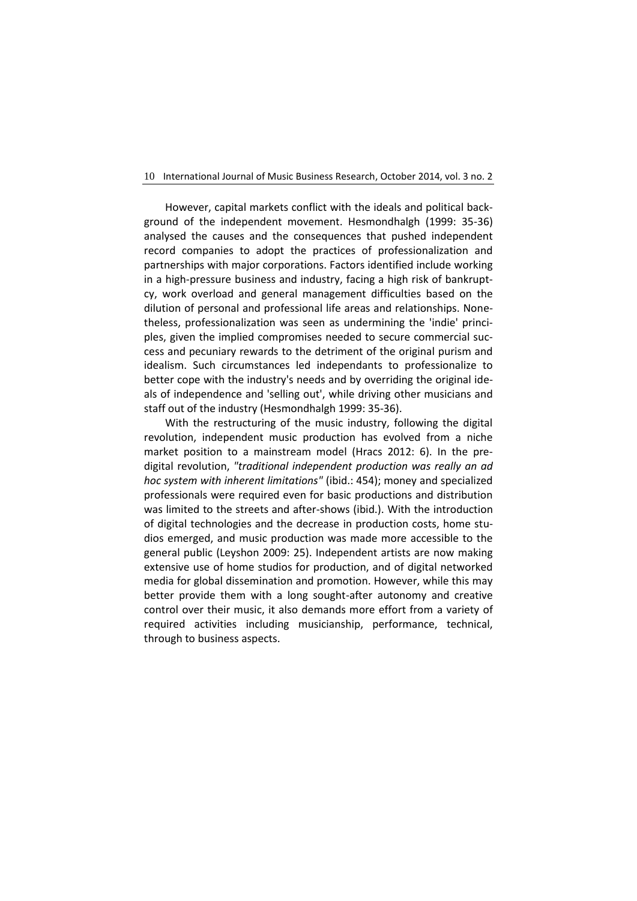However, capital markets conflict with the ideals and political background of the independent movement. Hesmondhalgh (1999: 35-36) analysed the causes and the consequences that pushed independent record companies to adopt the practices of professionalization and partnerships with major corporations. Factors identified include working in a high-pressure business and industry, facing a high risk of bankruptcy, work overload and general management difficulties based on the dilution of personal and professional life areas and relationships. Nonetheless, professionalization was seen as undermining the 'indie' principles, given the implied compromises needed to secure commercial success and pecuniary rewards to the detriment of the original purism and idealism. Such circumstances led independants to professionalize to better cope with the industry's needs and by overriding the original ideals of independence and 'selling out', while driving other musicians and staff out of the industry (Hesmondhalgh 1999: 35-36).

With the restructuring of the music industry, following the digital revolution, independent music production has evolved from a niche market position to a mainstream model (Hracs 2012: 6). In the pre-digital revolution, *"traditional independent production was really an ad hoc system with inherent limitations"* (ibid.: 454); money and specialized professionals were required even for basic productions and distribution was limited to the streets and after-shows (ibid.). With the introduction of digital technologies and the decrease in production costs, home studios emerged, and music production was made more accessible to the general public (Leyshon 2009: 25). Independent artists are now making extensive use of home studios for production, and of digital networked media for global dissemination and promotion. However, while this may better provide them with a long sought-after autonomy and creative control over their music, it also demands more effort from a variety of required activities including musicianship, performance, technical, through to business aspects.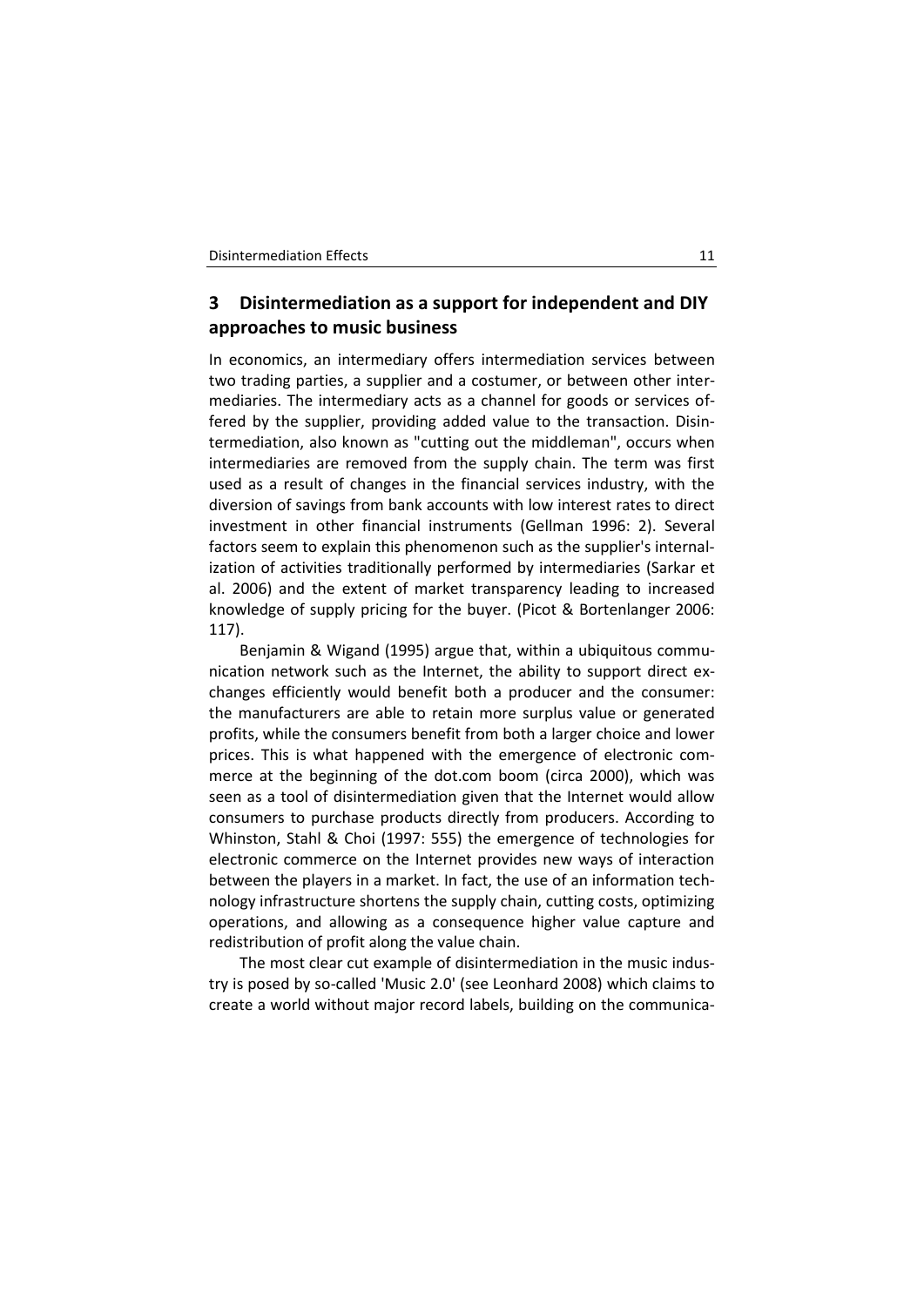## 3 Disintermediation as a support for independent and DIY approaches to music business

In economics, an intermediary offers intermediation services between two trading parties, a supplier and a costumer, or between other intermediaries. The intermediary acts as a channel for goods or services offered by the supplier, providing added value to the transaction. Disintermediation, also known as "cutting out the middleman", occurs when intermediaries are removed from the supply chain. The term was first used as a result of changes in the financial services industry, with the diversion of savings from bank accounts with low interest rates to direct investment in other financial instruments (Gellman 1996: 2). Several factors seem to explain this phenomenon such as the supplier's internalization of activities traditionally performed by intermediaries (Sarkar et al. 2006) and the extent of market transparency leading to increased knowledge of supply pricing for the buyer. (Picot & Bortenlanger 2006: 117).

Benjamin & Wigand (1995) argue that, within a ubiquitous communication network such as the Internet, the ability to support direct exchanges efficiently would benefit both a producer and the consumer: the manufacturers are able to retain more surplus value or generated profits, while the consumers benefit from both a larger choice and lower prices. This is what happened with the emergence of electronic commerce at the beginning of the dot.com boom (circa 2000), which was seen as a tool of disintermediation given that the Internet would allow consumers to purchase products directly from producers. According to Whinston, Stahl & Choi (1997: 555) the emergence of technologies for electronic commerce on the Internet provides new ways of interaction between the players in a market. In fact, the use of an information technology infrastructure shortens the supply chain, cutting costs, optimizing operations, and allowing as a consequence higher value capture and redistribution of profit along the value chain.

The most clear cut example of disintermediation in the music industry is posed by so-called 'Music 2.0' (see Leonhard 2008) which claims to create a world without major record labels, building on the communica-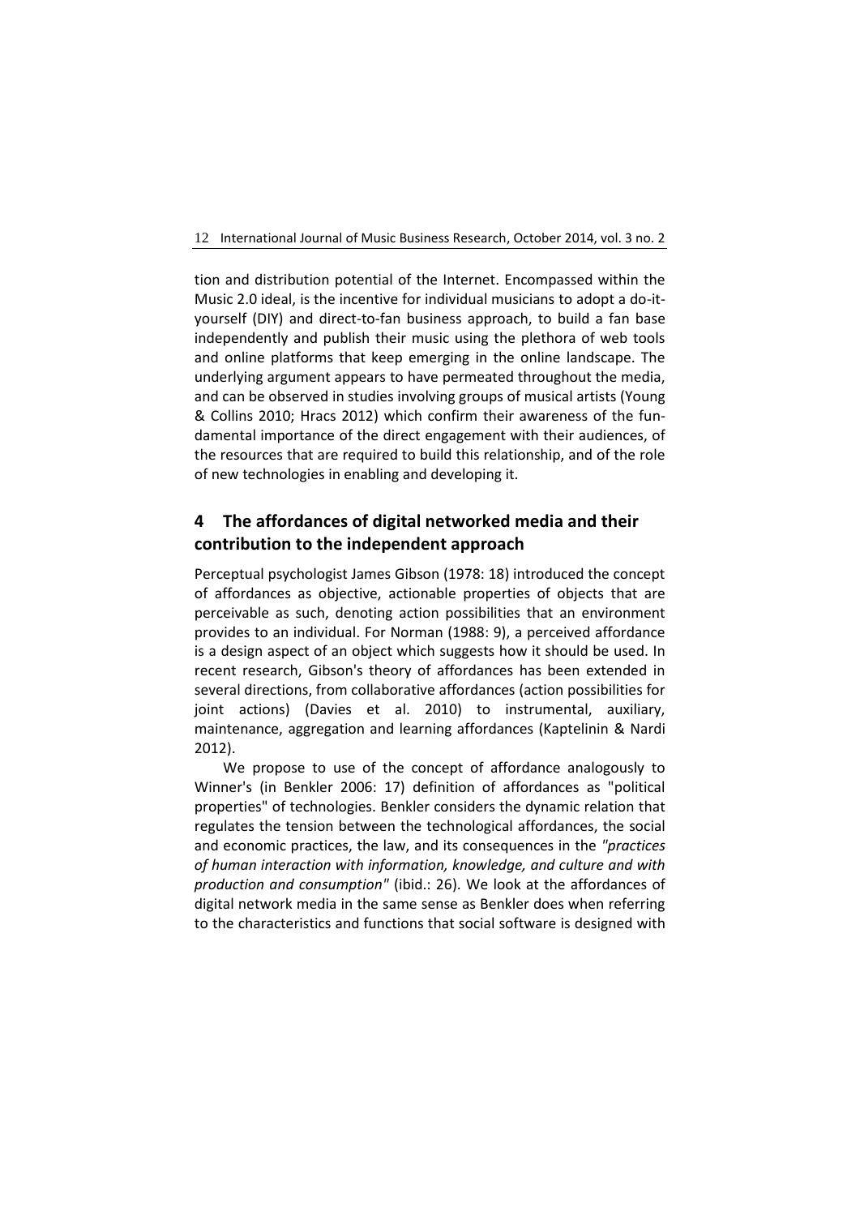tion and distribution potential of the Internet. Encompassed within the Music 2.0 ideal, is the incentive for individual musicians to adopt a do-it-yourself (DIY) and direct-to-fan business approach, to build a fan base independently and publish their music using the plethora of web tools and online platforms that keep emerging in the online landscape. The underlying argument appears to have permeated throughout the media, and can be observed in studies involving groups of musical artists (Young & Collins 2010; Hracs 2012) which confirm their awareness of the fundamental importance of the direct engagement with their audiences, of the resources that are required to build this relationship, and of the role of new technologies in enabling and developing it.

## 4 The affordances of digital networked media and their contribution to the independent approach

Perceptual psychologist James Gibson (1978: 18) introduced the concept of affordances as objective, actionable properties of objects that are perceivable as such, denoting action possibilities that an environment provides to an individual. For Norman (1988: 9), a perceived affordance is a design aspect of an object which suggests how it should be used. In recent research, Gibson's theory of affordances has been extended in several directions, from collaborative affordances (action possibilities for joint actions) (Davies et al. 2010) to instrumental, auxiliary, maintenance, aggregation and learning affordances (Kaptelinin & Nardi 2012).

We propose to use of the concept of affordance analogously to Winner's (in Benkler 2006: 17) definition of affordances as "political properties" of technologies. Benkler considers the dynamic relation that regulates the tension between the technological affordances, the social and economic practices, the law, and its consequences in the *"practices of human interaction with information, knowledge, and culture and with production and consumption"* (ibid.: 26). We look at the affordances of digital network media in the same sense as Benkler does when referring to the characteristics and functions that social software is designed with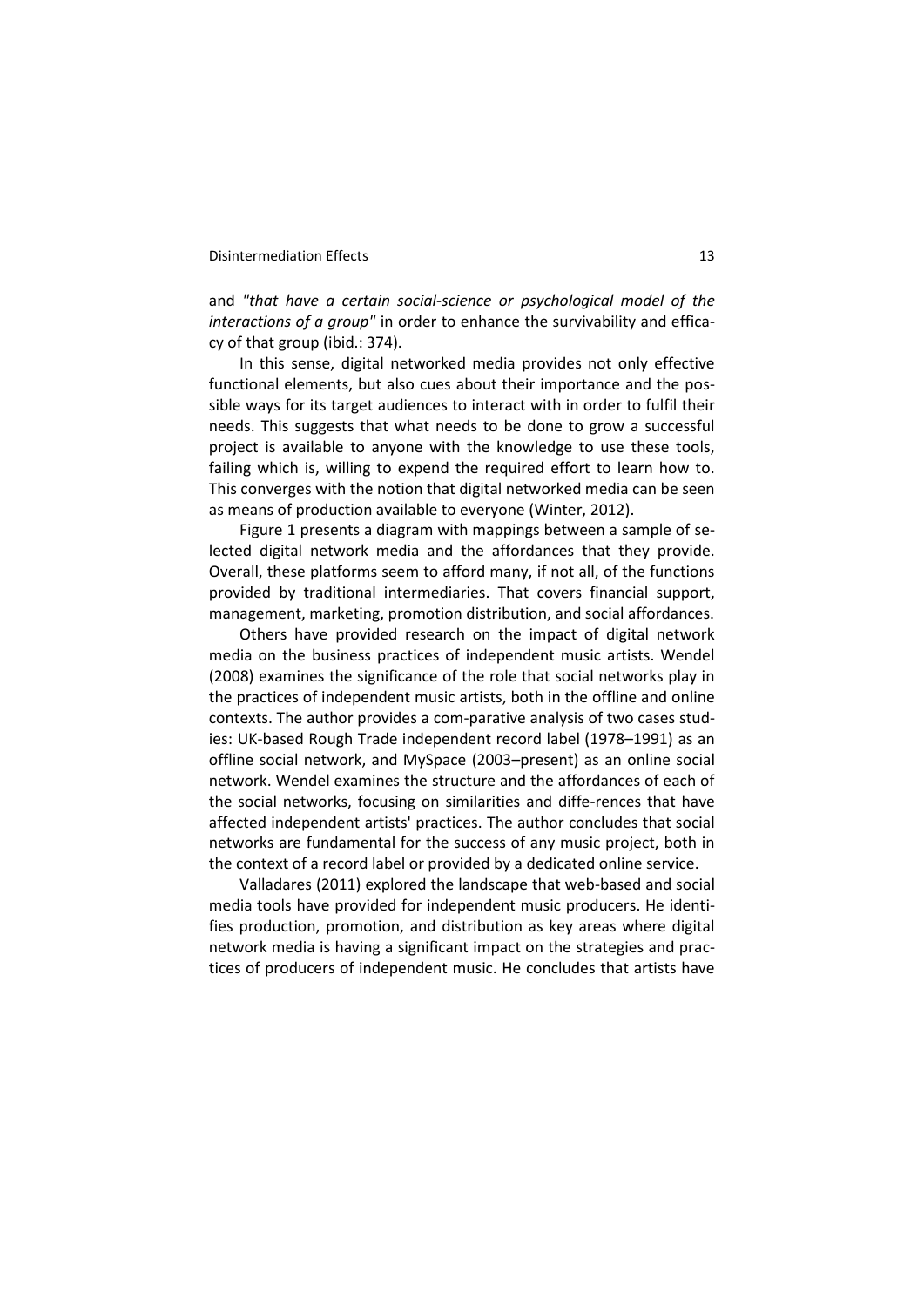and *"that have a certain social-science or psychological model of the interactions of a group"* in order to enhance the survivability and efficacy of that group (ibid.: 374).

In this sense, digital networked media provides not only effective functional elements, but also cues about their importance and the possible ways for its target audiences to interact with in order to fulfil their needs. This suggests that what needs to be done to grow a successful project is available to anyone with the knowledge to use these tools, failing which is, willing to expend the required effort to learn how to. This converges with the notion that digital networked media can be seen as means of production available to everyone (Winter, 2012).

Figure 1 presents a diagram with mappings between a sample of selected digital network media and the affordances that they provide. Overall, these platforms seem to afford many, if not all, of the functions provided by traditional intermediaries. That covers financial support, management, marketing, promotion distribution, and social affordances.

Others have provided research on the impact of digital network media on the business practices of independent music artists. Wendel (2008) examines the significance of the role that social networks play in the practices of independent music artists, both in the offline and online contexts. The author provides a com-parative analysis of two cases studies: UK-based Rough Trade independent record label (1978–1991) as an offline social network, and MySpace (2003–present) as an online social network. Wendel examines the structure and the affordances of each of the social networks, focusing on similarities and diffe-rences that have affected independent artists' practices. The author concludes that social networks are fundamental for the success of any music project, both in the context of a record label or provided by a dedicated online service.

Valladares (2011) explored the landscape that web-based and social media tools have provided for independent music producers. He identifies production, promotion, and distribution as key areas where digital network media is having a significant impact on the strategies and practices of producers of independent music. He concludes that artists have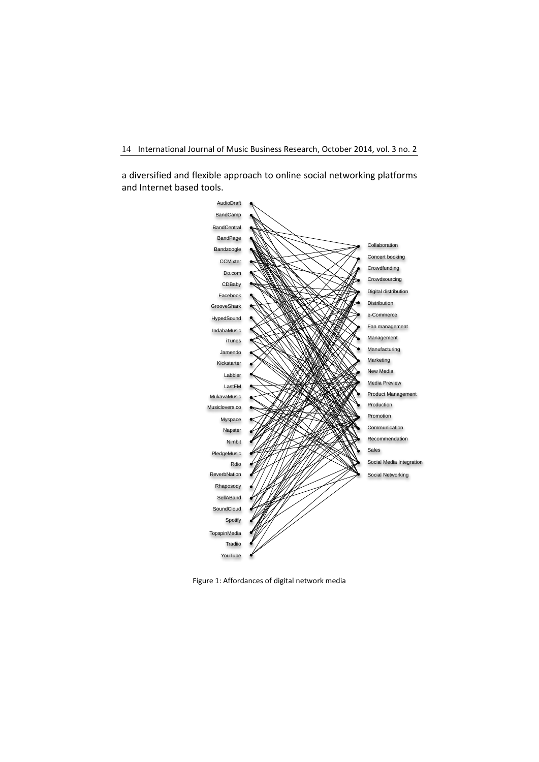a diversified and flexible approach to online social networking platforms and Internet based tools.

Figure 1: Affordances of digital network media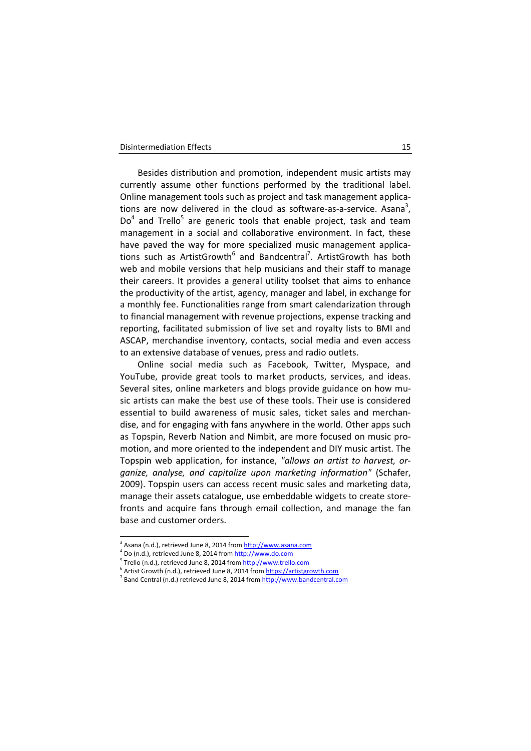Besides distribution and promotion, independent music artists may currently assume other functions performed by the traditional label. Online management tools such as project and task management applications are now delivered in the cloud as software-as-a-service. Asana[3], Do[4] and Trello[5] are generic tools that enable project, task and team management in a social and collaborative environment. In fact, these have paved the way for more specialized music management applications such as ArtistGrowth[6] and Bandcentral[7]. ArtistGrowth has both web and mobile versions that help musicians and their staff to manage their careers. It provides a general utility toolset that aims to enhance the productivity of the artist, agency, manager and label, in exchange for a monthly fee. Functionalities range from smart calendarization through to financial management with revenue projections, expense tracking and reporting, facilitated submission of live set and royalty lists to BMI and ASCAP, merchandise inventory, contacts, social media and even access to an extensive database of venues, press and radio outlets.

Online social media such as Facebook, Twitter, Myspace, and YouTube, provide great tools to market products, services, and ideas. Several sites, online marketers and blogs provide guidance on how music artists can make the best use of these tools. Their use is considered essential to build awareness of music sales, ticket sales and merchandise, and for engaging with fans anywhere in the world. Other apps such as Topspin, Reverb Nation and Nimbit, are more focused on music promotion, and more oriented to the independent and DIY music artist. The Topspin web application, for instance, *"allows an artist to harvest, organize, analyse, and capitalize upon marketing information"* (Schafer, 2009). Topspin users can access recent music sales and marketing data, manage their assets catalogue, use embeddable widgets to create storefronts and acquire fans through email collection, and manage the fan base and customer orders.

---

[3] Asana (n.d.), retrieved June 8, 2014 from http://www.asana.com

[4] Do (n.d.), retrieved June 8, 2014 from http://www.do.com

[5] Trello (n.d.), retrieved June 8, 2014 from http://www.trello.com

[6] Artist Growth (n.d.), retrieved June 8, 2014 from https://artistgrowth.com

[7] Band Central (n.d.) retrieved June 8, 2014 from http://www.bandcentral.com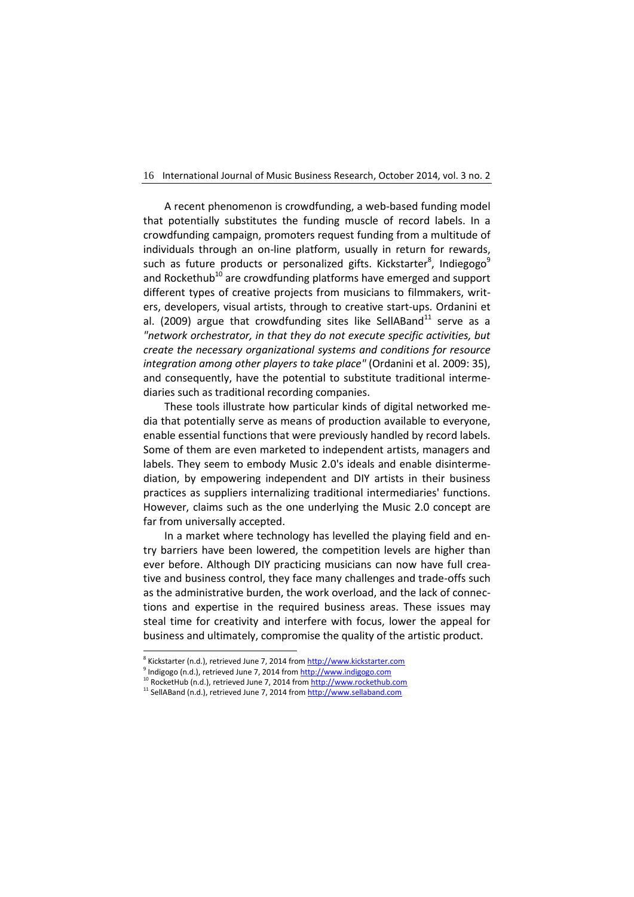A recent phenomenon is crowdfunding, a web-based funding model that potentially substitutes the funding muscle of record labels. In a crowdfunding campaign, promoters request funding from a multitude of individuals through an on-line platform, usually in return for rewards, such as future products or personalized gifts. Kickstarter[8], Indiegogo[9] and Rockethub[10] are crowdfunding platforms have emerged and support different types of creative projects from musicians to filmmakers, writers, developers, visual artists, through to creative start-ups. Ordanini et al. (2009) argue that crowdfunding sites like SellABand[11] serve as a *"network orchestrator, in that they do not execute specific activities, but create the necessary organizational systems and conditions for resource integration among other players to take place"* (Ordanini et al. 2009: 35), and consequently, have the potential to substitute traditional intermediaries such as traditional recording companies.

These tools illustrate how particular kinds of digital networked media that potentially serve as means of production available to everyone, enable essential functions that were previously handled by record labels. Some of them are even marketed to independent artists, managers and labels. They seem to embody Music 2.0's ideals and enable disintermediation, by empowering independent and DIY artists in their business practices as suppliers internalizing traditional intermediaries' functions. However, claims such as the one underlying the Music 2.0 concept are far from universally accepted.

In a market where technology has levelled the playing field and entry barriers have been lowered, the competition levels are higher than ever before. Although DIY practicing musicians can now have full creative and business control, they face many challenges and trade-offs such as the administrative burden, the work overload, and the lack of connections and expertise in the required business areas. These issues may steal time for creativity and interfere with focus, lower the appeal for business and ultimately, compromise the quality of the artistic product.

---

[8] Kickstarter (n.d.), retrieved June 7, 2014 from http://www.kickstarter.com

[9] Indigogo (n.d.), retrieved June 7, 2014 from http://www.indigogo.com

[10] RocketHub (n.d.), retrieved June 7, 2014 from http://www.rockethub.com

[11] SellABand (n.d.), retrieved June 7, 2014 from http://www.sellaband.com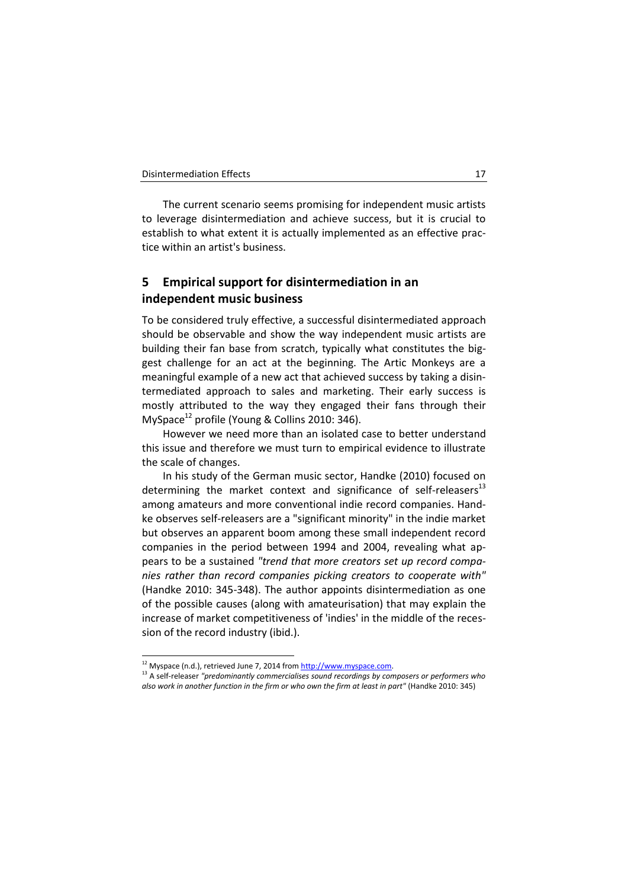The current scenario seems promising for independent music artists to leverage disintermediation and achieve success, but it is crucial to establish to what extent it is actually implemented as an effective practice within an artist's business.

## 5 Empirical support for disintermediation in an independent music business

To be considered truly effective, a successful disintermediated approach should be observable and show the way independent music artists are building their fan base from scratch, typically what constitutes the biggest challenge for an act at the beginning. The Artic Monkeys are a meaningful example of a new act that achieved success by taking a disintermediated approach to sales and marketing. Their early success is mostly attributed to the way they engaged their fans through their MySpace[12] profile (Young & Collins 2010: 346).

However we need more than an isolated case to better understand this issue and therefore we must turn to empirical evidence to illustrate the scale of changes.

In his study of the German music sector, Handke (2010) focused on determining the market context and significance of self-releasers[13] among amateurs and more conventional indie record companies. Handke observes self-releasers are a "significant minority" in the indie market but observes an apparent boom among these small independent record companies in the period between 1994 and 2004, revealing what appears to be a sustained *"trend that more creators set up record companies rather than record companies picking creators to cooperate with"* (Handke 2010: 345-348). The author appoints disintermediation as one of the possible causes (along with amateurisation) that may explain the increase of market competitiveness of 'indies' in the middle of the recession of the record industry (ibid.).

---

[12] Myspace (n.d.), retrieved June 7, 2014 from http://www.myspace.com.

[13] A self-releaser *"predominantly commercialises sound recordings by composers or performers who also work in another function in the firm or who own the firm at least in part"* (Handke 2010: 345)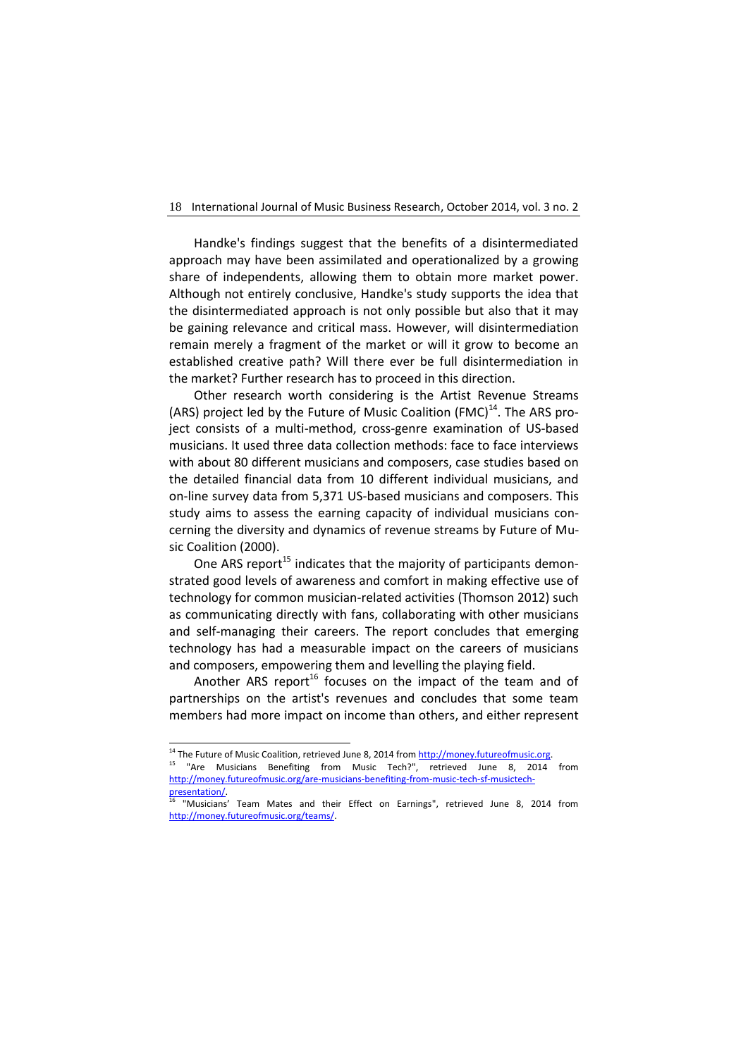Handke's findings suggest that the benefits of a disintermediated approach may have been assimilated and operationalized by a growing share of independents, allowing them to obtain more market power. Although not entirely conclusive, Handke's study supports the idea that the disintermediated approach is not only possible but also that it may be gaining relevance and critical mass. However, will disintermediation remain merely a fragment of the market or will it grow to become an established creative path? Will there ever be full disintermediation in the market? Further research has to proceed in this direction.

Other research worth considering is the Artist Revenue Streams (ARS) project led by the Future of Music Coalition (FMC)[14]. The ARS project consists of a multi-method, cross-genre examination of US-based musicians. It used three data collection methods: face to face interviews with about 80 different musicians and composers, case studies based on the detailed financial data from 10 different individual musicians, and on-line survey data from 5,371 US-based musicians and composers. This study aims to assess the earning capacity of individual musicians concerning the diversity and dynamics of revenue streams by Future of Music Coalition (2000).

One ARS report[15] indicates that the majority of participants demonstrated good levels of awareness and comfort in making effective use of technology for common musician-related activities (Thomson 2012) such as communicating directly with fans, collaborating with other musicians and self-managing their careers. The report concludes that emerging technology has had a measurable impact on the careers of musicians and composers, empowering them and levelling the playing field.

Another ARS report[16] focuses on the impact of the team and of partnerships on the artist's revenues and concludes that some team members had more impact on income than others, and either represent

---

[14] The Future of Music Coalition, retrieved June 8, 2014 from http://money.futureofmusic.org.

[15] "Are Musicians Benefiting from Music Tech?", retrieved June 8, 2014 from http://money.futureofmusic.org/are-musicians-benefiting-from-music-tech-sf-musictech-presentation/.

[16] "Musicians' Team Mates and their Effect on Earnings", retrieved June 8, 2014 from http://money.futureofmusic.org/teams/.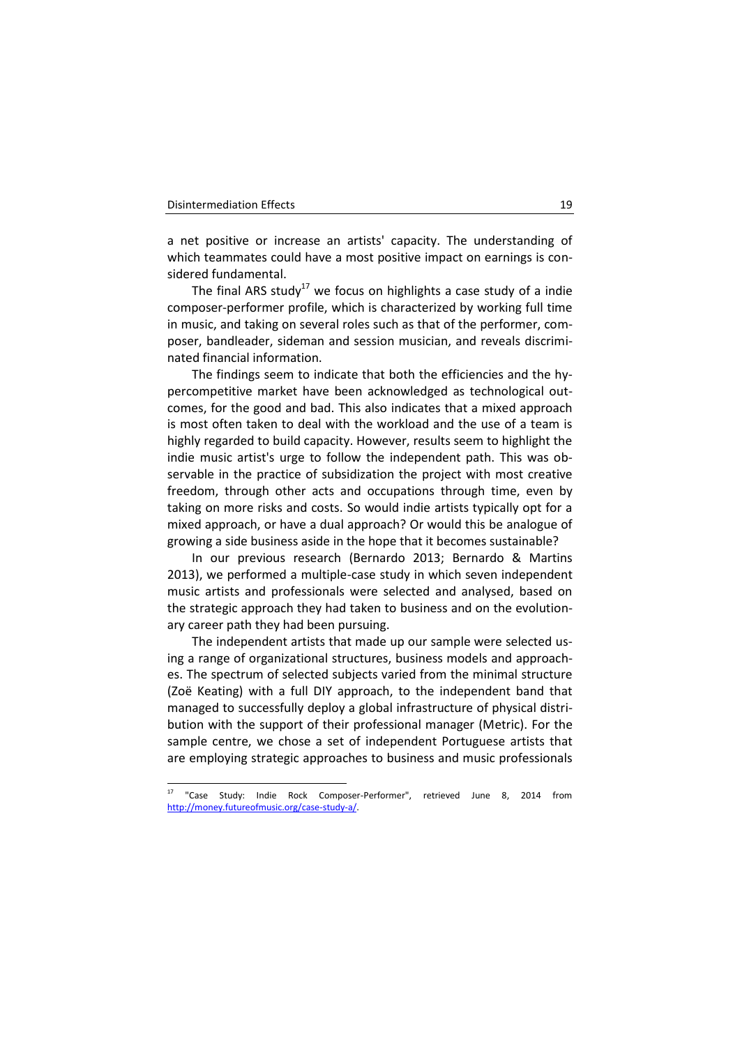a net positive or increase an artists' capacity. The understanding of which teammates could have a most positive impact on earnings is considered fundamental.

The final ARS study[17] we focus on highlights a case study of a indie composer-performer profile, which is characterized by working full time in music, and taking on several roles such as that of the performer, composer, bandleader, sideman and session musician, and reveals discriminated financial information.

The findings seem to indicate that both the efficiencies and the hypercompetitive market have been acknowledged as technological outcomes, for the good and bad. This also indicates that a mixed approach is most often taken to deal with the workload and the use of a team is highly regarded to build capacity. However, results seem to highlight the indie music artist's urge to follow the independent path. This was observable in the practice of subsidization the project with most creative freedom, through other acts and occupations through time, even by taking on more risks and costs. So would indie artists typically opt for a mixed approach, or have a dual approach? Or would this be analogue of growing a side business aside in the hope that it becomes sustainable?

In our previous research (Bernardo 2013; Bernardo & Martins 2013), we performed a multiple-case study in which seven independent music artists and professionals were selected and analysed, based on the strategic approach they had taken to business and on the evolutionary career path they had been pursuing.

The independent artists that made up our sample were selected using a range of organizational structures, business models and approaches. The spectrum of selected subjects varied from the minimal structure (Zoë Keating) with a full DIY approach, to the independent band that managed to successfully deploy a global infrastructure of physical distribution with the support of their professional manager (Metric). For the sample centre, we chose a set of independent Portuguese artists that are employing strategic approaches to business and music professionals

---

[17] "Case Study: Indie Rock Composer-Performer", retrieved June 8, 2014 from http://money.futureofmusic.org/case-study-a/.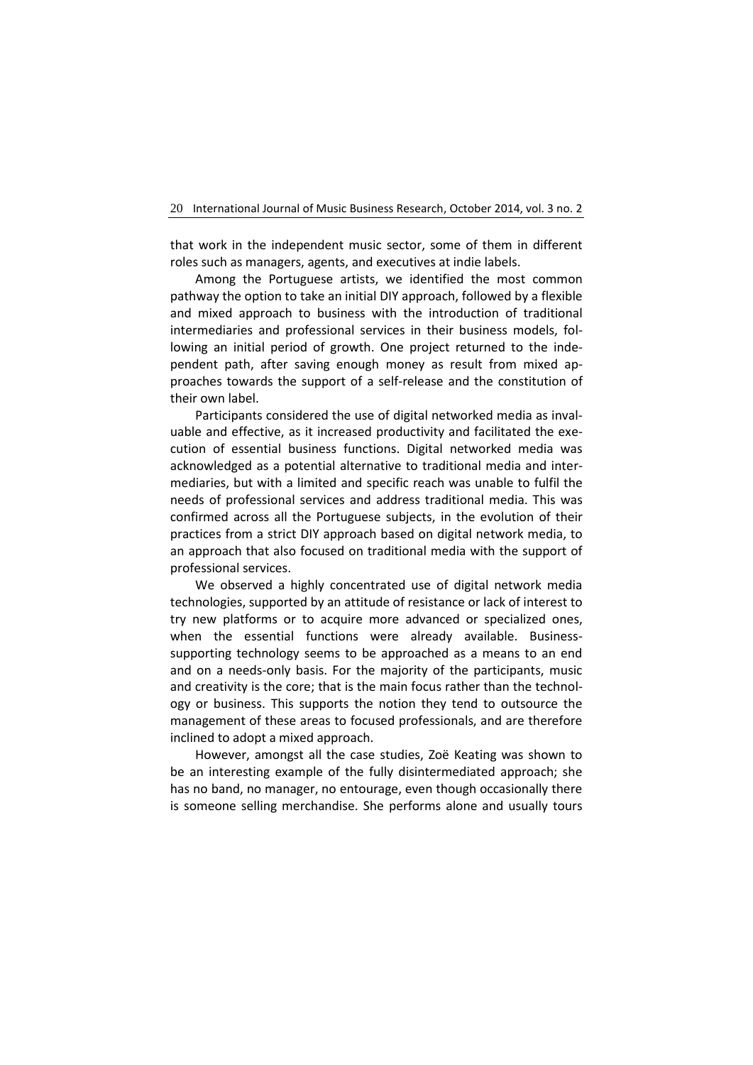that work in the independent music sector, some of them in different roles such as managers, agents, and executives at indie labels.

Among the Portuguese artists, we identified the most common pathway the option to take an initial DIY approach, followed by a flexible and mixed approach to business with the introduction of traditional intermediaries and professional services in their business models, following an initial period of growth. One project returned to the independent path, after saving enough money as result from mixed approaches towards the support of a self-release and the constitution of their own label.

Participants considered the use of digital networked media as invaluable and effective, as it increased productivity and facilitated the execution of essential business functions. Digital networked media was acknowledged as a potential alternative to traditional media and intermediaries, but with a limited and specific reach was unable to fulfil the needs of professional services and address traditional media. This was confirmed across all the Portuguese subjects, in the evolution of their practices from a strict DIY approach based on digital network media, to an approach that also focused on traditional media with the support of professional services.

We observed a highly concentrated use of digital network media technologies, supported by an attitude of resistance or lack of interest to try new platforms or to acquire more advanced or specialized ones, when the essential functions were already available. Business-supporting technology seems to be approached as a means to an end and on a needs-only basis. For the majority of the participants, music and creativity is the core; that is the main focus rather than the technology or business. This supports the notion they tend to outsource the management of these areas to focused professionals, and are therefore inclined to adopt a mixed approach.

However, amongst all the case studies, Zoë Keating was shown to be an interesting example of the fully disintermediated approach; she has no band, no manager, no entourage, even though occasionally there is someone selling merchandise. She performs alone and usually tours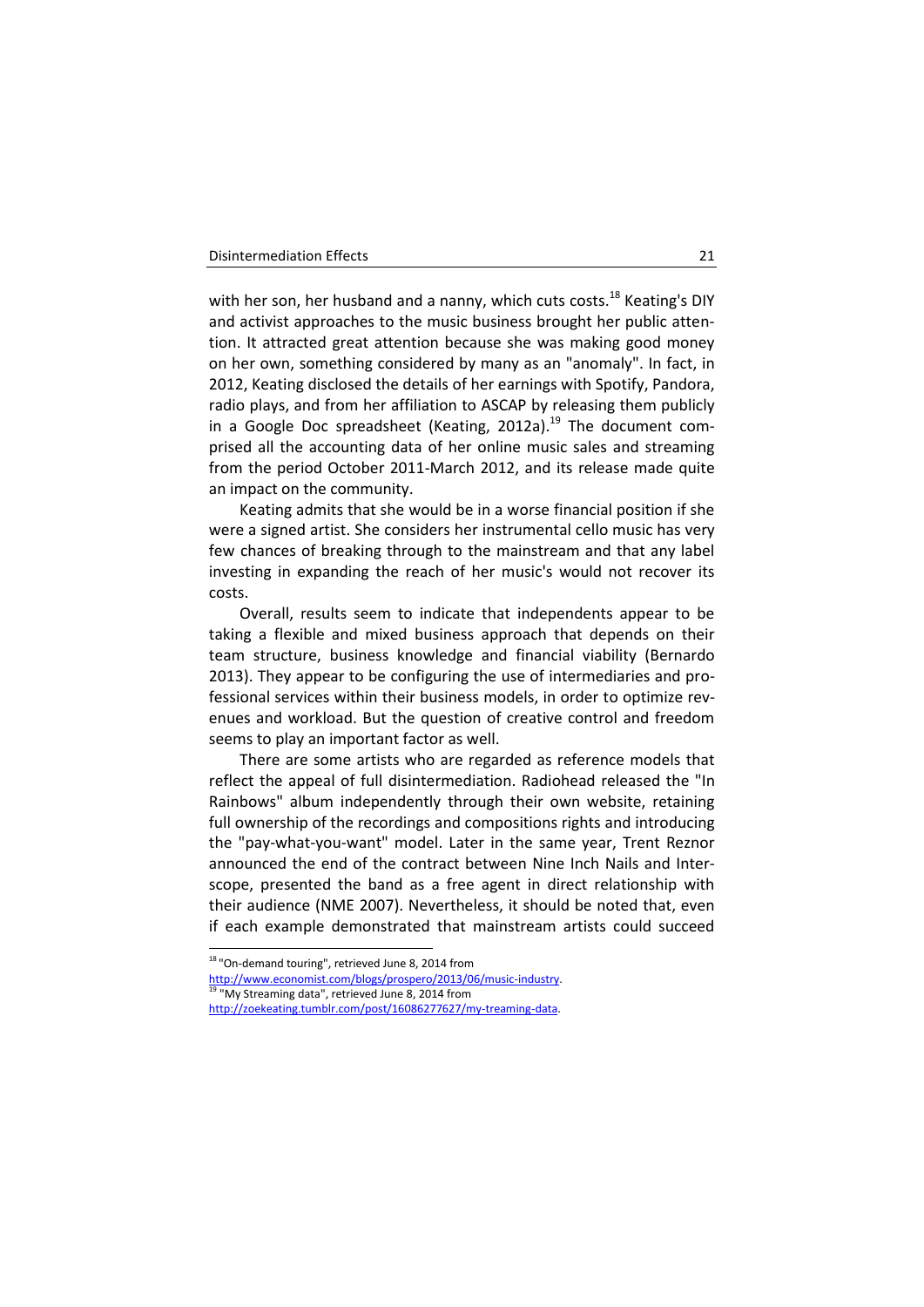with her son, her husband and a nanny, which cuts costs.[18] Keating's DIY and activist approaches to the music business brought her public attention. It attracted great attention because she was making good money on her own, something considered by many as an "anomaly". In fact, in 2012, Keating disclosed the details of her earnings with Spotify, Pandora, radio plays, and from her affiliation to ASCAP by releasing them publicly in a Google Doc spreadsheet (Keating, 2012a).[19] The document comprised all the accounting data of her online music sales and streaming from the period October 2011-March 2012, and its release made quite an impact on the community.

Keating admits that she would be in a worse financial position if she were a signed artist. She considers her instrumental cello music has very few chances of breaking through to the mainstream and that any label investing in expanding the reach of her music's would not recover its costs.

Overall, results seem to indicate that independents appear to be taking a flexible and mixed business approach that depends on their team structure, business knowledge and financial viability (Bernardo 2013). They appear to be configuring the use of intermediaries and professional services within their business models, in order to optimize revenues and workload. But the question of creative control and freedom seems to play an important factor as well.

There are some artists who are regarded as reference models that reflect the appeal of full disintermediation. Radiohead released the "In Rainbows" album independently through their own website, retaining full ownership of the recordings and compositions rights and introducing the "pay-what-you-want" model. Later in the same year, Trent Reznor announced the end of the contract between Nine Inch Nails and Interscope, presented the band as a free agent in direct relationship with their audience (NME 2007). Nevertheless, it should be noted that, even if each example demonstrated that mainstream artists could succeed

---

[18] "On-demand touring", retrieved June 8, 2014 from http://www.economist.com/blogs/prospero/2013/06/music-industry.

[19] "My Streaming data", retrieved June 8, 2014 from http://zoekeating.tumblr.com/post/16086277627/my-treaming-data.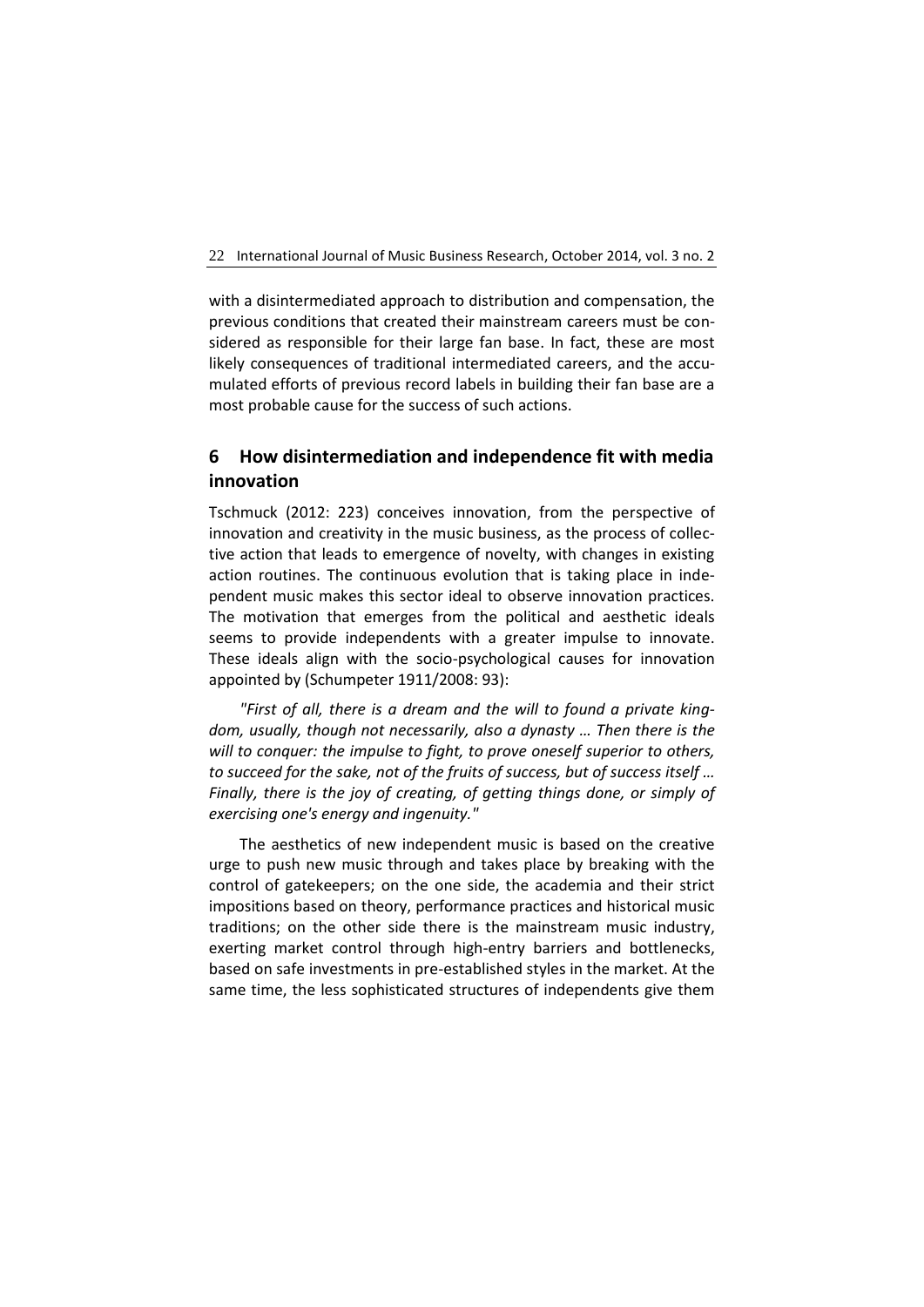with a disintermediated approach to distribution and compensation, the previous conditions that created their mainstream careers must be considered as responsible for their large fan base. In fact, these are most likely consequences of traditional intermediated careers, and the accumulated efforts of previous record labels in building their fan base are a most probable cause for the success of such actions.

## 6 How disintermediation and independence fit with media innovation

Tschmuck (2012: 223) conceives innovation, from the perspective of innovation and creativity in the music business, as the process of collective action that leads to emergence of novelty, with changes in existing action routines. The continuous evolution that is taking place in independent music makes this sector ideal to observe innovation practices. The motivation that emerges from the political and aesthetic ideals seems to provide independents with a greater impulse to innovate. These ideals align with the socio-psychological causes for innovation appointed by (Schumpeter 1911/2008: 93):

*"First of all, there is a dream and the will to found a private kingdom, usually, though not necessarily, also a dynasty … Then there is the will to conquer: the impulse to fight, to prove oneself superior to others, to succeed for the sake, not of the fruits of success, but of success itself … Finally, there is the joy of creating, of getting things done, or simply of exercising one's energy and ingenuity."*

The aesthetics of new independent music is based on the creative urge to push new music through and takes place by breaking with the control of gatekeepers; on the one side, the academia and their strict impositions based on theory, performance practices and historical music traditions; on the other side there is the mainstream music industry, exerting market control through high-entry barriers and bottlenecks, based on safe investments in pre-established styles in the market. At the same time, the less sophisticated structures of independents give them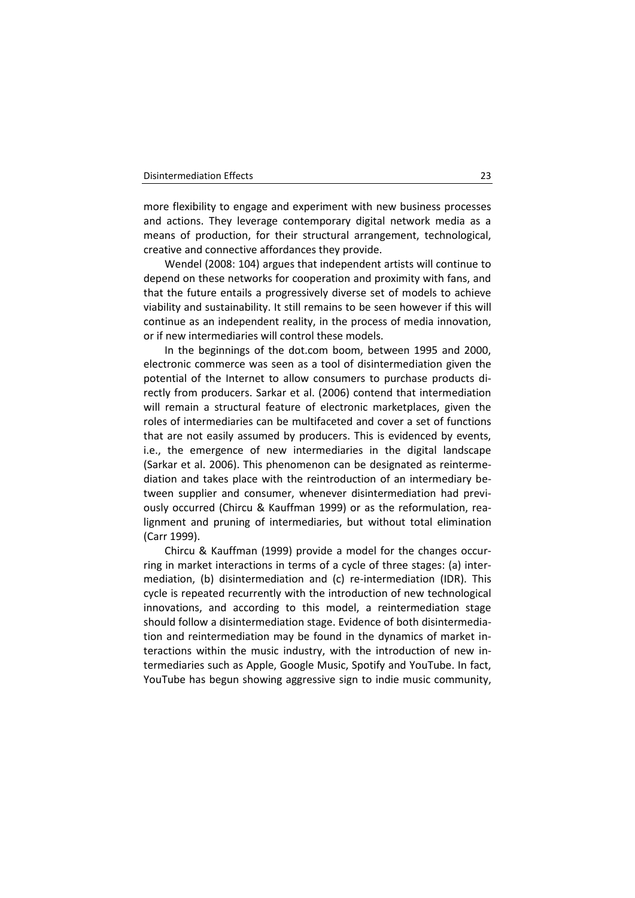more flexibility to engage and experiment with new business processes and actions. They leverage contemporary digital network media as a means of production, for their structural arrangement, technological, creative and connective affordances they provide.

Wendel (2008: 104) argues that independent artists will continue to depend on these networks for cooperation and proximity with fans, and that the future entails a progressively diverse set of models to achieve viability and sustainability. It still remains to be seen however if this will continue as an independent reality, in the process of media innovation, or if new intermediaries will control these models.

In the beginnings of the dot.com boom, between 1995 and 2000, electronic commerce was seen as a tool of disintermediation given the potential of the Internet to allow consumers to purchase products directly from producers. Sarkar et al. (2006) contend that intermediation will remain a structural feature of electronic marketplaces, given the roles of intermediaries can be multifaceted and cover a set of functions that are not easily assumed by producers. This is evidenced by events, i.e., the emergence of new intermediaries in the digital landscape (Sarkar et al. 2006). This phenomenon can be designated as reintermediation and takes place with the reintroduction of an intermediary between supplier and consumer, whenever disintermediation had previously occurred (Chircu & Kauffman 1999) or as the reformulation, realignment and pruning of intermediaries, but without total elimination (Carr 1999).

Chircu & Kauffman (1999) provide a model for the changes occurring in market interactions in terms of a cycle of three stages: (a) intermediation, (b) disintermediation and (c) re-intermediation (IDR). This cycle is repeated recurrently with the introduction of new technological innovations, and according to this model, a reintermediation stage should follow a disintermediation stage. Evidence of both disintermediation and reintermediation may be found in the dynamics of market interactions within the music industry, with the introduction of new intermediaries such as Apple, Google Music, Spotify and YouTube. In fact, YouTube has begun showing aggressive sign to indie music community,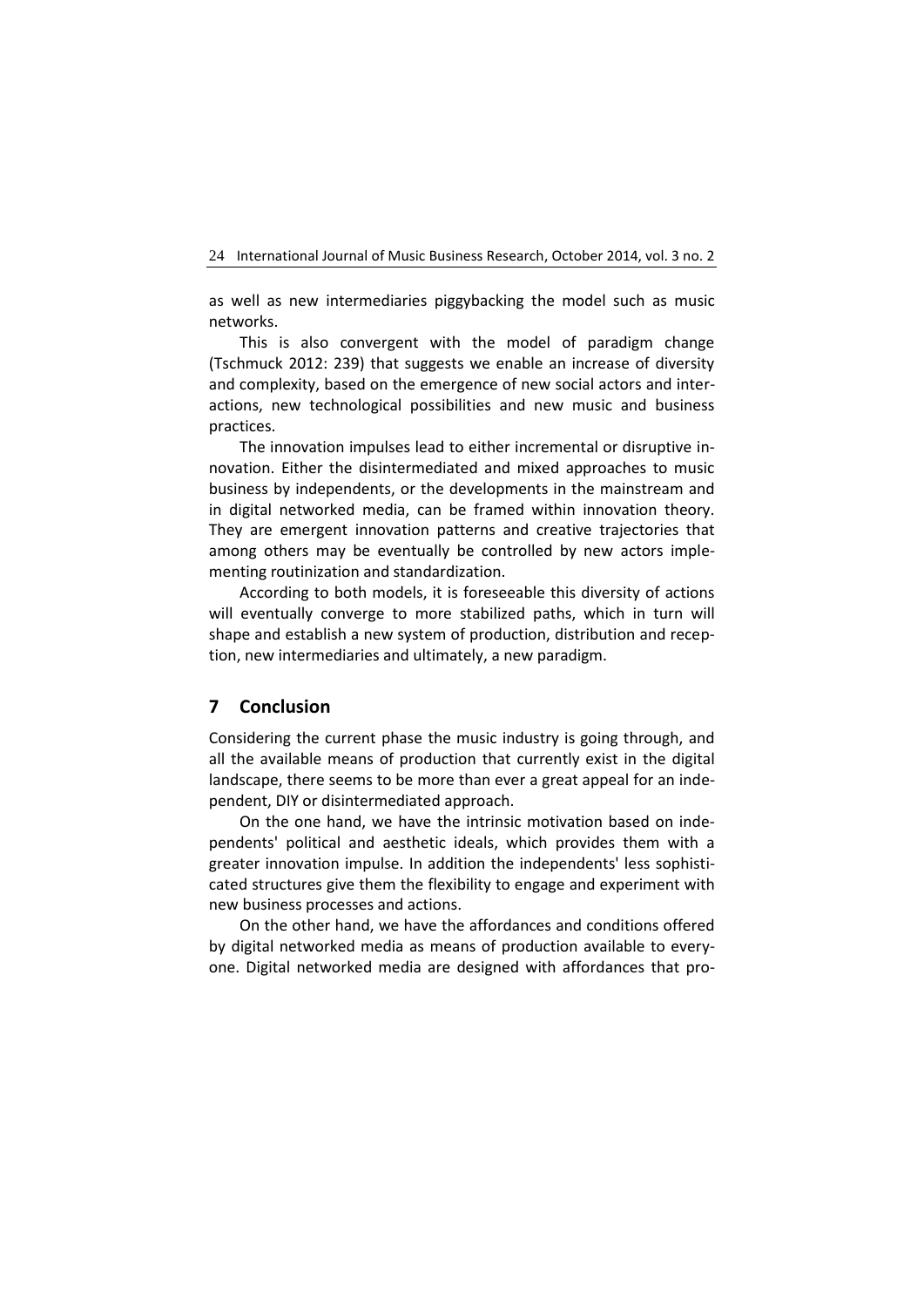as well as new intermediaries piggybacking the model such as music networks.

This is also convergent with the model of paradigm change (Tschmuck 2012: 239) that suggests we enable an increase of diversity and complexity, based on the emergence of new social actors and interactions, new technological possibilities and new music and business practices.

The innovation impulses lead to either incremental or disruptive innovation. Either the disintermediated and mixed approaches to music business by independents, or the developments in the mainstream and in digital networked media, can be framed within innovation theory. They are emergent innovation patterns and creative trajectories that among others may be eventually be controlled by new actors implementing routinization and standardization.

According to both models, it is foreseeable this diversity of actions will eventually converge to more stabilized paths, which in turn will shape and establish a new system of production, distribution and reception, new intermediaries and ultimately, a new paradigm.

## 7 Conclusion

Considering the current phase the music industry is going through, and all the available means of production that currently exist in the digital landscape, there seems to be more than ever a great appeal for an independent, DIY or disintermediated approach.

On the one hand, we have the intrinsic motivation based on independents' political and aesthetic ideals, which provides them with a greater innovation impulse. In addition the independents' less sophisticated structures give them the flexibility to engage and experiment with new business processes and actions.

On the other hand, we have the affordances and conditions offered by digital networked media as means of production available to everyone. Digital networked media are designed with affordances that pro-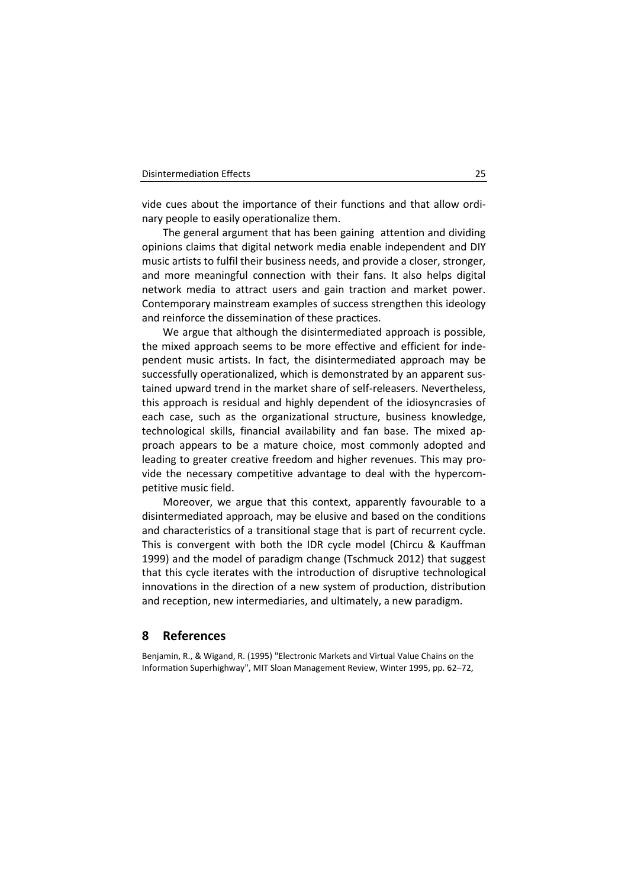vide cues about the importance of their functions and that allow ordinary people to easily operationalize them.

The general argument that has been gaining attention and dividing opinions claims that digital network media enable independent and DIY music artists to fulfil their business needs, and provide a closer, stronger, and more meaningful connection with their fans. It also helps digital network media to attract users and gain traction and market power. Contemporary mainstream examples of success strengthen this ideology and reinforce the dissemination of these practices.

We argue that although the disintermediated approach is possible, the mixed approach seems to be more effective and efficient for independent music artists. In fact, the disintermediated approach may be successfully operationalized, which is demonstrated by an apparent sustained upward trend in the market share of self-releasers. Nevertheless, this approach is residual and highly dependent of the idiosyncrasies of each case, such as the organizational structure, business knowledge, technological skills, financial availability and fan base. The mixed approach appears to be a mature choice, most commonly adopted and leading to greater creative freedom and higher revenues. This may provide the necessary competitive advantage to deal with the hypercompetitive music field.

Moreover, we argue that this context, apparently favourable to a disintermediated approach, may be elusive and based on the conditions and characteristics of a transitional stage that is part of recurrent cycle. This is convergent with both the IDR cycle model (Chircu & Kauffman 1999) and the model of paradigm change (Tschmuck 2012) that suggest that this cycle iterates with the introduction of disruptive technological innovations in the direction of a new system of production, distribution and reception, new intermediaries, and ultimately, a new paradigm.

## 8 References

Benjamin, R., & Wigand, R. (1995) "Electronic Markets and Virtual Value Chains on the Information Superhighway", MIT Sloan Management Review, Winter 1995, pp. 62–72,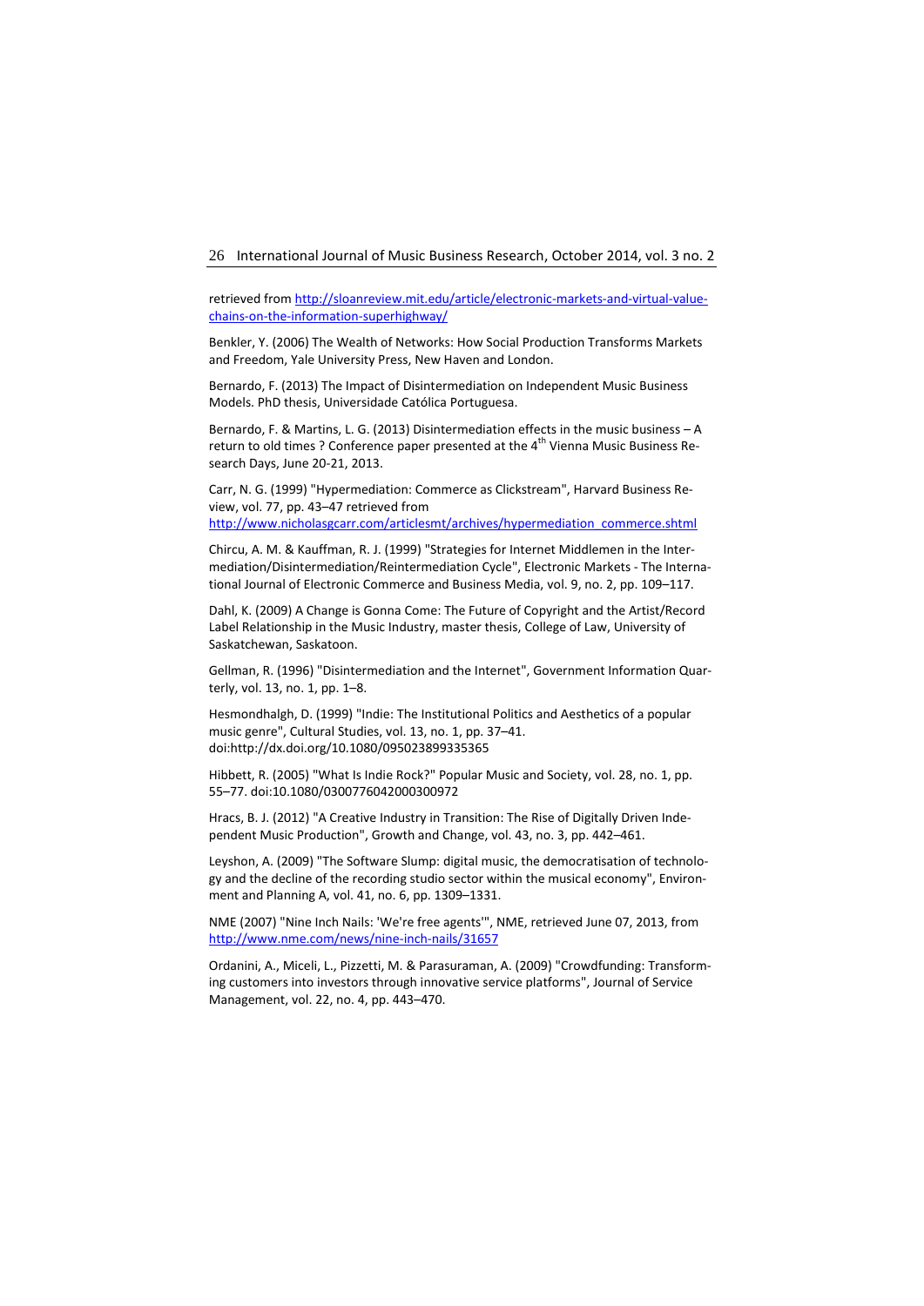retrieved from http://sloanreview.mit.edu/article/electronic-markets-and-virtual-value-chains-on-the-information-superhighway/

Benkler, Y. (2006) The Wealth of Networks: How Social Production Transforms Markets and Freedom, Yale University Press, New Haven and London.

Bernardo, F. (2013) The Impact of Disintermediation on Independent Music Business Models. PhD thesis, Universidade Católica Portuguesa.

Bernardo, F. & Martins, L. G. (2013) Disintermediation effects in the music business – A return to old times ? Conference paper presented at the 4th Vienna Music Business Research Days, June 20-21, 2013.

Carr, N. G. (1999) "Hypermediation: Commerce as Clickstream", Harvard Business Review, vol. 77, pp. 43–47 retrieved from http://www.nicholasgcarr.com/articlesmt/archives/hypermediation_commerce.shtml

Chircu, A. M. & Kauffman, R. J. (1999) "Strategies for Internet Middlemen in the Intermediation/Disintermediation/Reintermediation Cycle", Electronic Markets - The International Journal of Electronic Commerce and Business Media, vol. 9, no. 2, pp. 109–117.

Dahl, K. (2009) A Change is Gonna Come: The Future of Copyright and the Artist/Record Label Relationship in the Music Industry, master thesis, College of Law, University of Saskatchewan, Saskatoon.

Gellman, R. (1996) "Disintermediation and the Internet", Government Information Quarterly, vol. 13, no. 1, pp. 1–8.

Hesmondhalgh, D. (1999) "Indie: The Institutional Politics and Aesthetics of a popular music genre", Cultural Studies, vol. 13, no. 1, pp. 37–41. doi:http://dx.doi.org/10.1080/095023899335365

Hibbett, R. (2005) "What Is Indie Rock?" Popular Music and Society, vol. 28, no. 1, pp. 55–77. doi:10.1080/0300776042000300972

Hracs, B. J. (2012) "A Creative Industry in Transition: The Rise of Digitally Driven Independent Music Production", Growth and Change, vol. 43, no. 3, pp. 442–461.

Leyshon, A. (2009) "The Software Slump: digital music, the democratisation of technology and the decline of the recording studio sector within the musical economy", Environment and Planning A, vol. 41, no. 6, pp. 1309–1331.

NME (2007) "Nine Inch Nails: 'We're free agents'", NME, retrieved June 07, 2013, from http://www.nme.com/news/nine-inch-nails/31657

Ordanini, A., Miceli, L., Pizzetti, M. & Parasuraman, A. (2009) "Crowdfunding: Transforming customers into investors through innovative service platforms", Journal of Service Management, vol. 22, no. 4, pp. 443–470.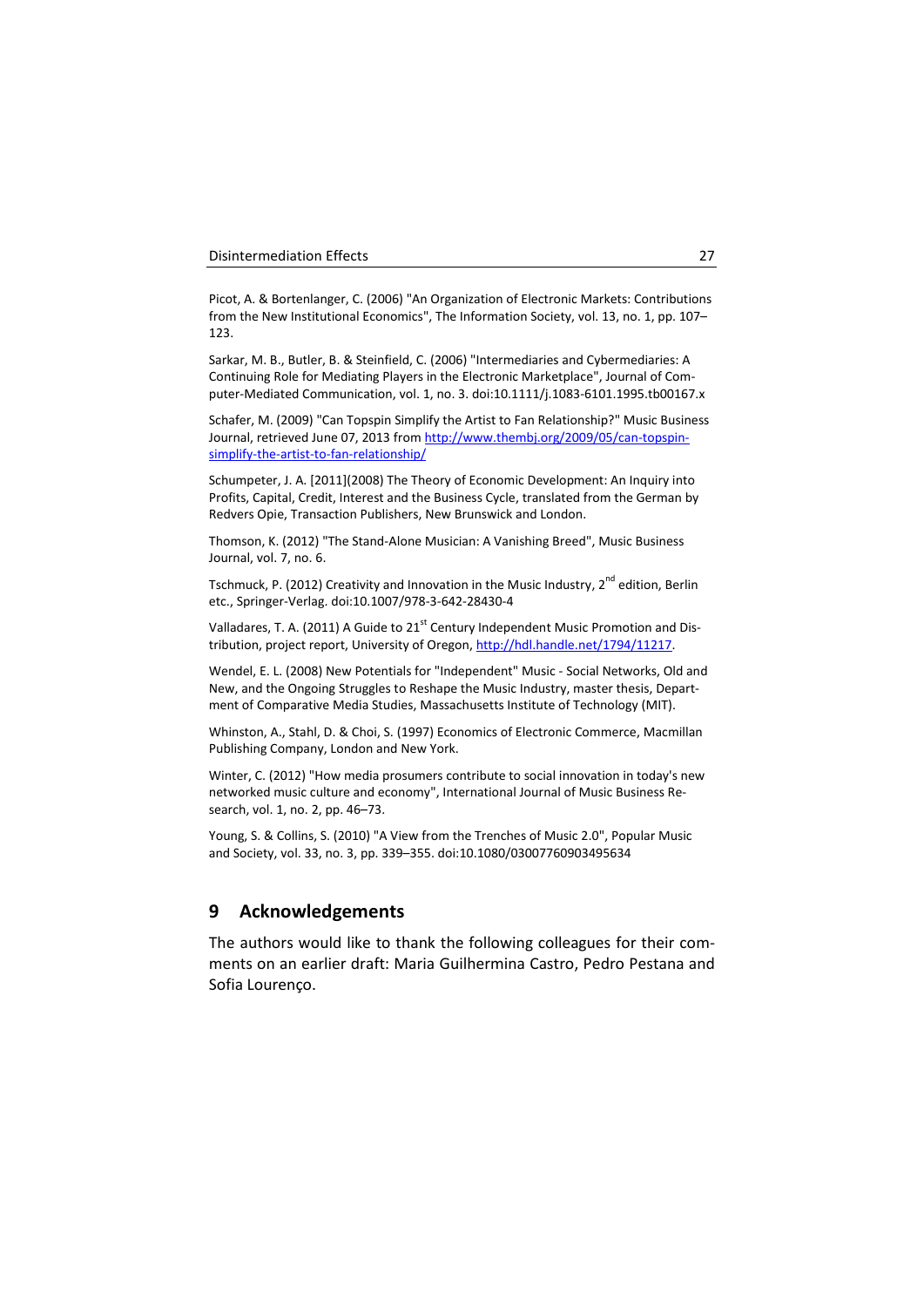Picot, A. & Bortenlanger, C. (2006) "An Organization of Electronic Markets: Contributions from the New Institutional Economics", The Information Society, vol. 13, no. 1, pp. 107–123.

Sarkar, M. B., Butler, B. & Steinfield, C. (2006) "Intermediaries and Cybermediaries: A Continuing Role for Mediating Players in the Electronic Marketplace", Journal of Computer-Mediated Communication, vol. 1, no. 3. doi:10.1111/j.1083-6101.1995.tb00167.x

Schafer, M. (2009) "Can Topspin Simplify the Artist to Fan Relationship?" Music Business Journal, retrieved June 07, 2013 from http://www.thembj.org/2009/05/can-topspin-simplify-the-artist-to-fan-relationship/

Schumpeter, J. A. [2011](2008) The Theory of Economic Development: An Inquiry into Profits, Capital, Credit, Interest and the Business Cycle, translated from the German by Redvers Opie, Transaction Publishers, New Brunswick and London.

Thomson, K. (2012) "The Stand-Alone Musician: A Vanishing Breed", Music Business Journal, vol. 7, no. 6.

Tschmuck, P. (2012) Creativity and Innovation in the Music Industry, 2nd edition, Berlin etc., Springer-Verlag. doi:10.1007/978-3-642-28430-4

Valladares, T. A. (2011) A Guide to 21st Century Independent Music Promotion and Distribution, project report, University of Oregon, http://hdl.handle.net/1794/11217.

Wendel, E. L. (2008) New Potentials for "Independent" Music - Social Networks, Old and New, and the Ongoing Struggles to Reshape the Music Industry, master thesis, Department of Comparative Media Studies, Massachusetts Institute of Technology (MIT).

Whinston, A., Stahl, D. & Choi, S. (1997) Economics of Electronic Commerce, Macmillan Publishing Company, London and New York.

Winter, C. (2012) "How media prosumers contribute to social innovation in today's new networked music culture and economy", International Journal of Music Business Research, vol. 1, no. 2, pp. 46–73.

Young, S. & Collins, S. (2010) "A View from the Trenches of Music 2.0", Popular Music and Society, vol. 33, no. 3, pp. 339–355. doi:10.1080/03007760903495634

## 9 Acknowledgements

The authors would like to thank the following colleagues for their comments on an earlier draft: Maria Guilhermina Castro, Pedro Pestana and Sofia Lourenço.